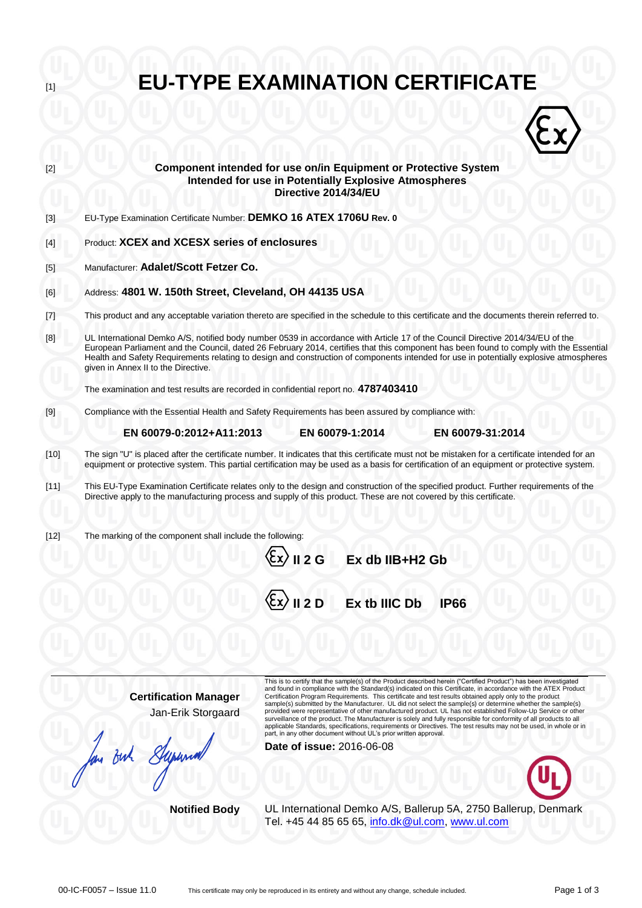[1] # EU-TYPE EXAMINATION CERTIFICATE

[2] **Component intended for use on/in Equipment or Protective System Intended for use in Potentially Explosive Atmospheres Directive 2014/34/EU**

[3] EU-Type Examination Certificate Number: **DEMKO 16 ATEX 1706U Rev. 0**

[4] Product: **XCEX and XCESX series of enclosures**

[5] Manufacturer: **Adalet/Scott Fetzer Co.**

[6] Address: **4801 W. 150th Street, Cleveland, OH 44135 USA**

[7] This product and any acceptable variation thereto are specified in the schedule to this certificate and the documents therein referred to.

[8] UL International Demko A/S, notified body number 0539 in accordance with Article 17 of the Council Directive 2014/34/EU of the European Parliament and the Council, dated 26 February 2014, certifies that this component has been found to comply with the Essential Health and Safety Requirements relating to design and construction of components intended for use in potentially explosive atmospheres given in Annex II to the Directive.

The examination and test results are recorded in confidential report no. **4787403410**

[9] Compliance with the Essential Health and Safety Requirements has been assured by compliance with:

**EN 60079-0:2012+A11:2013** **EN 60079-1:2014** **EN 60079-31:2014**

[10] The sign "U" is placed after the certificate number. It indicates that this certificate must not be mistaken for a certificate intended for an equipment or protective system. This partial certification may be used as a basis for certification of an equipment or protective system.

[11] This EU-Type Examination Certificate relates only to the design and construction of the specified product. Further requirements of the Directive apply to the manufacturing process and supply of this product. These are not covered by this certificate.

[12] The marking of the component shall include the following:

**Ex II 2 G Ex db IIB+H2 Gb**

**Ex II 2 D Ex tb IIIC Db IP66**

**Certification Manager**
Jan-Erik Storgaard

This is to certify that the sample(s) of the Product described herein ("Certified Product") has been investigated and found in compliance with the Standard(s) indicated on this Certificate, in accordance with the ATEX Product Certification Program Requirements. This certificate and test results obtained apply only to the product sample(s) submitted by the Manufacturer. UL did not select the sample(s) or determine whether the sample(s) provided were representative of other manufactured product. UL has not established Follow-Up Service or other surveillance of the product. The Manufacturer is solely and fully responsible for conformity of all products to all applicable Standards, specifications, requirements or Directives. The test results may not be used, in whole or in part, in any other document without UL's prior written approval.

**Date of issue:** 2016-06-08

**Notified Body** UL International Demko A/S, Ballerup 5A, 2750 Ballerup, Denmark
Tel. +45 44 85 65 65, info.dk@ul.com, www.ul.com

00-IC-F0057 – Issue 11.0 This certificate may only be reproduced in its entirety and without any change, schedule included.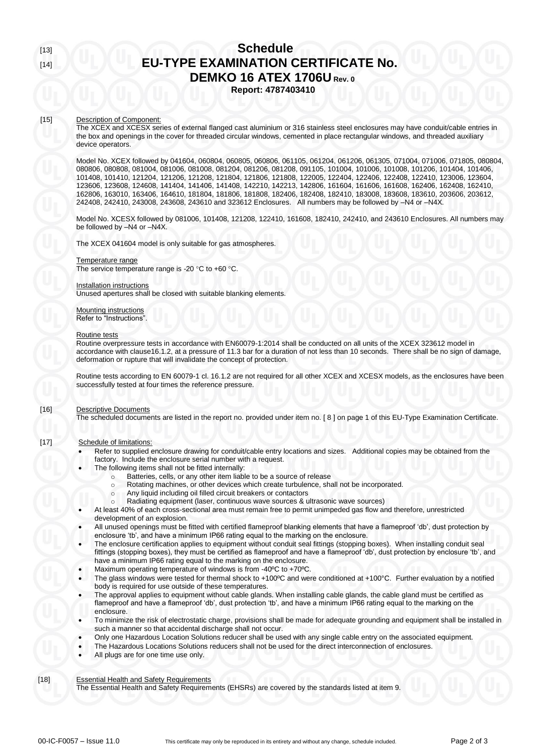[13]

# Schedule

[14]

## EU-TYPE EXAMINATION CERTIFICATE No. DEMKO 16 ATEX 1706U Rev. 0

**Report: 4787403410**

[15] Description of Component:

The XCEX and XCESX series of external flanged cast aluminium or 316 stainless steel enclosures may have conduit/cable entries in the box and openings in the cover for threaded circular windows, cemented in place rectangular windows, and threaded auxiliary device operators.

Model No. XCEX followed by 041604, 060804, 060805, 060806, 061105, 061204, 061206, 061305, 071004, 071006, 071805, 080804, 080806, 080808, 081004, 081006, 081008, 081204, 081206, 081208, 091105, 101004, 101006, 101008, 101206, 101404, 101406, 101408, 101410, 121204, 121206, 121208, 121804, 121806, 121808, 122005, 122404, 122406, 122408, 122410, 123006, 123604, 123606, 123608, 124608, 141404, 141406, 141408, 142210, 142213, 142806, 161604, 161606, 161608, 162406, 162408, 162410, 162806, 163010, 163406, 164610, 181804, 181806, 181808, 182406, 182408, 182410, 183008, 183608, 183610, 203606, 203612, 242408, 242410, 243008, 243608, 243610 and 323612 Enclosures. All numbers may be followed by –N4 or –N4X.

Model No. XCESX followed by 081006, 101408, 121208, 122410, 161608, 182410, 242410, and 243610 Enclosures. All numbers may be followed by –N4 or –N4X.

The XCEX 041604 model is only suitable for gas atmospheres.

Temperature range

The service temperature range is -20 °C to +60 °C.

Installation instructions

Unused apertures shall be closed with suitable blanking elements.

Mounting instructions

Refer to "Instructions".

Routine tests

Routine overpressure tests in accordance with EN60079-1:2014 shall be conducted on all units of the XCEX 323612 model in accordance with clause16.1.2, at a pressure of 11.3 bar for a duration of not less than 10 seconds. There shall be no sign of damage, deformation or rupture that will invalidate the concept of protection.

Routine tests according to EN 60079-1 cl. 16.1.2 are not required for all other XCEX and XCESX models, as the enclosures have been successfully tested at four times the reference pressure.

[16] Descriptive Documents

The scheduled documents are listed in the report no. provided under item no. [ 8 ] on page 1 of this EU-Type Examination Certificate.

[17] Schedule of limitations:

- Refer to supplied enclosure drawing for conduit/cable entry locations and sizes. Additional copies may be obtained from the factory. Include the enclosure serial number with a request.
- The following items shall not be fitted internally:
  - Batteries, cells, or any other item liable to be a source of release
  - Rotating machines, or other devices which create turbulence, shall not be incorporated.
  - Any liquid including oil filled circuit breakers or contactors
  - Radiating equipment (laser, continuous wave sources & ultrasonic wave sources)
- At least 40% of each cross-sectional area must remain free to permit unimpeded gas flow and therefore, unrestricted development of an explosion.
- All unused openings must be fitted with certified flameproof blanking elements that have a flameproof 'db', dust protection by enclosure 'tb', and have a minimum IP66 rating equal to the marking on the enclosure.
- The enclosure certification applies to equipment without conduit seal fittings (stopping boxes). When installing conduit seal fittings (stopping boxes), they must be certified as flameproof and have a flameproof 'db', dust protection by enclosure 'tb', and have a minimum IP66 rating equal to the marking on the enclosure.
- Maximum operating temperature of windows is from -40ºC to +70ºC.
- The glass windows were tested for thermal shock to +100ºC and were conditioned at +100°C. Further evaluation by a notified body is required for use outside of these temperatures.
- The approval applies to equipment without cable glands. When installing cable glands, the cable gland must be certified as flameproof and have a flameproof 'db', dust protection 'tb', and have a minimum IP66 rating equal to the marking on the enclosure.
- To minimize the risk of electrostatic charge, provisions shall be made for adequate grounding and equipment shall be installed in such a manner so that accidental discharge shall not occur.
- Only one Hazardous Location Solutions reducer shall be used with any single cable entry on the associated equipment.
- The Hazardous Locations Solutions reducers shall not be used for the direct interconnection of enclosures.
- All plugs are for one time use only.

[18] Essential Health and Safety Requirements

The Essential Health and Safety Requirements (EHSRs) are covered by the standards listed at item 9.

00-IC-F0057 – Issue 11.0 This certificate may only be reproduced in its entirety and without any change, schedule included.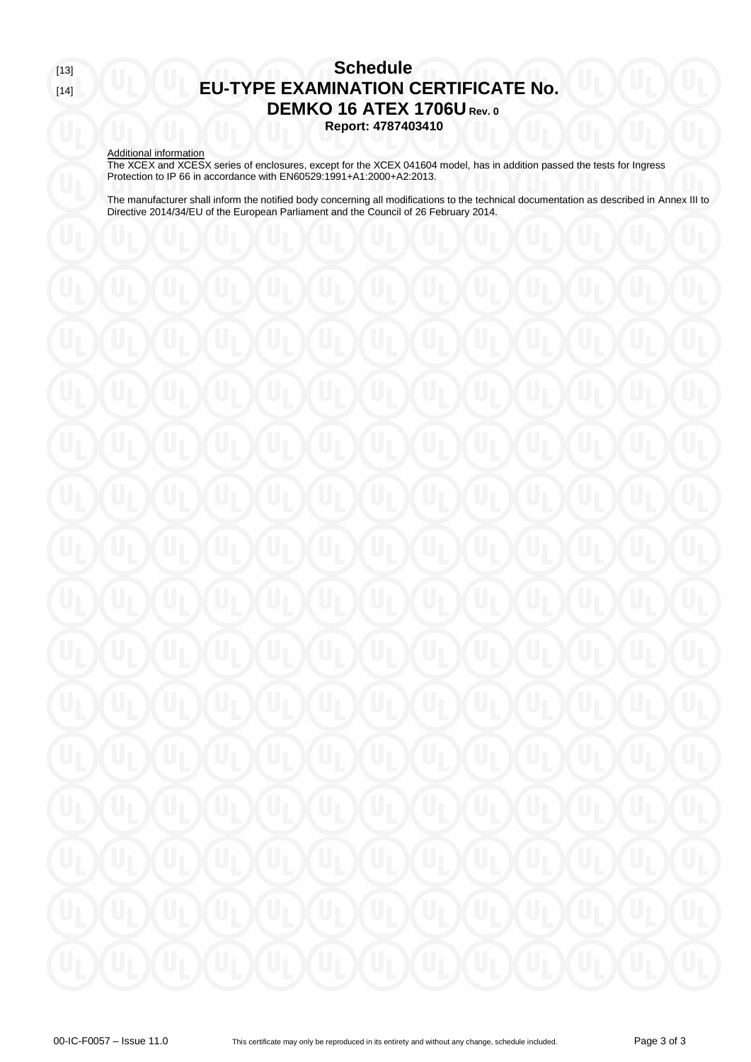[13]
[14]

# Schedule
# EU-TYPE EXAMINATION CERTIFICATE No.
# DEMKO 16 ATEX 1706U Rev. 0

**Report: 4787403410**

Additional information

The XCEX and XCESX series of enclosures, except for the XCEX 041604 model, has in addition passed the tests for Ingress Protection to IP 66 in accordance with EN60529:1991+A1:2000+A2:2013.

The manufacturer shall inform the notified body concerning all modifications to the technical documentation as described in Annex III to Directive 2014/34/EU of the European Parliament and the Council of 26 February 2014.

00-IC-F0057 – Issue 11.0

This certificate may only be reproduced in its entirety and without any change, schedule included.